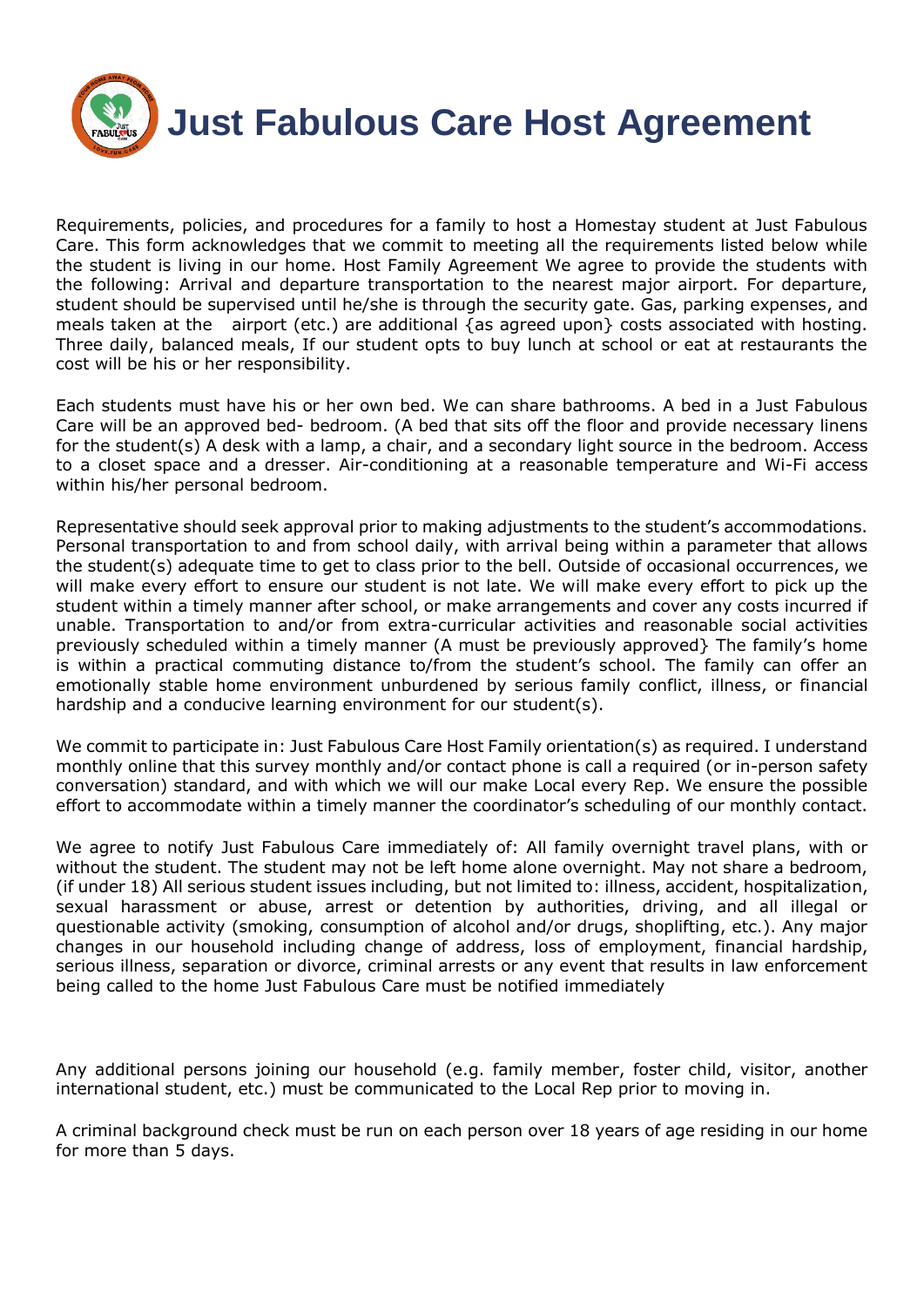# Just Fabulous Care Host Agreement

Requirements, policies, and procedures for a family to host a Homestay student at Just Fabulous Care. This form acknowledges that we commit to meeting all the requirements listed below while the student is living in our home. Host Family Agreement We agree to provide the students with the following: Arrival and departure transportation to the nearest major airport. For departure, student should be supervised until he/she is through the security gate. Gas, parking expenses, and meals taken at the airport (etc.) are additional {as agreed upon} costs associated with hosting. Three daily, balanced meals, If our student opts to buy lunch at school or eat at restaurants the cost will be his or her responsibility.

Each students must have his or her own bed. We can share bathrooms. A bed in a Just Fabulous Care will be an approved bed- bedroom. (A bed that sits off the floor and provide necessary linens for the student(s) A desk with a lamp, a chair, and a secondary light source in the bedroom. Access to a closet space and a dresser. Air-conditioning at a reasonable temperature and Wi-Fi access within his/her personal bedroom.

Representative should seek approval prior to making adjustments to the student's accommodations. Personal transportation to and from school daily, with arrival being within a parameter that allows the student(s) adequate time to get to class prior to the bell. Outside of occasional occurrences, we will make every effort to ensure our student is not late. We will make every effort to pick up the student within a timely manner after school, or make arrangements and cover any costs incurred if unable. Transportation to and/or from extra-curricular activities and reasonable social activities previously scheduled within a timely manner (A must be previously approved} The family's home is within a practical commuting distance to/from the student's school. The family can offer an emotionally stable home environment unburdened by serious family conflict, illness, or financial hardship and a conducive learning environment for our student(s).

We commit to participate in: Just Fabulous Care Host Family orientation(s) as required. I understand monthly online that this survey monthly and/or contact phone is call a required (or in-person safety conversation) standard, and with which we will our make Local every Rep. We ensure the possible effort to accommodate within a timely manner the coordinator's scheduling of our monthly contact.

We agree to notify Just Fabulous Care immediately of: All family overnight travel plans, with or without the student. The student may not be left home alone overnight. May not share a bedroom, (if under 18) All serious student issues including, but not limited to: illness, accident, hospitalization, sexual harassment or abuse, arrest or detention by authorities, driving, and all illegal or questionable activity (smoking, consumption of alcohol and/or drugs, shoplifting, etc.). Any major changes in our household including change of address, loss of employment, financial hardship, serious illness, separation or divorce, criminal arrests or any event that results in law enforcement being called to the home Just Fabulous Care must be notified immediately

Any additional persons joining our household (e.g. family member, foster child, visitor, another international student, etc.) must be communicated to the Local Rep prior to moving in.

A criminal background check must be run on each person over 18 years of age residing in our home for more than 5 days.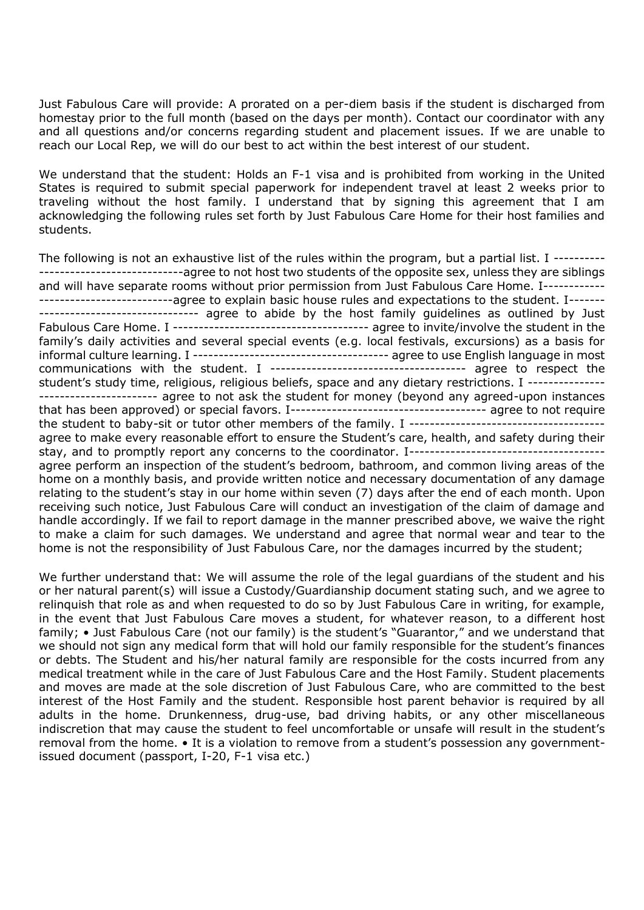Just Fabulous Care will provide: A prorated on a per-diem basis if the student is discharged from homestay prior to the full month (based on the days per month). Contact our coordinator with any and all questions and/or concerns regarding student and placement issues. If we are unable to reach our Local Rep, we will do our best to act within the best interest of our student.

We understand that the student: Holds an F-1 visa and is prohibited from working in the United States is required to submit special paperwork for independent travel at least 2 weeks prior to traveling without the host family. I understand that by signing this agreement that I am acknowledging the following rules set forth by Just Fabulous Care Home for their host families and students.

The following is not an exhaustive list of the rules within the program, but a partial list. I -------------------------------------agree to not host two students of the opposite sex, unless they are siblings and will have separate rooms without prior permission from Just Fabulous Care Home. I-------------------------------------agree to explain basic house rules and expectations to the student. I------------------------------------- agree to abide by the host family guidelines as outlined by Just Fabulous Care Home. I ------------------------------------- agree to invite/involve the student in the family's daily activities and several special events (e.g. local festivals, excursions) as a basis for informal culture learning. I ------------------------------------- agree to use English language in most communications with the student. I ------------------------------------- agree to respect the student's study time, religious, religious beliefs, space and any dietary restrictions. I ------------------------------------- agree to not ask the student for money (beyond any agreed-upon instances that has been approved) or special favors. I------------------------------------- agree to not require the student to baby-sit or tutor other members of the family. I ------------------------------------- agree to make every reasonable effort to ensure the Student's care, health, and safety during their stay, and to promptly report any concerns to the coordinator. I------------------------------------- agree perform an inspection of the student's bedroom, bathroom, and common living areas of the home on a monthly basis, and provide written notice and necessary documentation of any damage relating to the student's stay in our home within seven (7) days after the end of each month. Upon receiving such notice, Just Fabulous Care will conduct an investigation of the claim of damage and handle accordingly. If we fail to report damage in the manner prescribed above, we waive the right to make a claim for such damages. We understand and agree that normal wear and tear to the home is not the responsibility of Just Fabulous Care, nor the damages incurred by the student;

We further understand that: We will assume the role of the legal guardians of the student and his or her natural parent(s) will issue a Custody/Guardianship document stating such, and we agree to relinquish that role as and when requested to do so by Just Fabulous Care in writing, for example, in the event that Just Fabulous Care moves a student, for whatever reason, to a different host family; • Just Fabulous Care (not our family) is the student's "Guarantor," and we understand that we should not sign any medical form that will hold our family responsible for the student's finances or debts. The Student and his/her natural family are responsible for the costs incurred from any medical treatment while in the care of Just Fabulous Care and the Host Family. Student placements and moves are made at the sole discretion of Just Fabulous Care, who are committed to the best interest of the Host Family and the student. Responsible host parent behavior is required by all adults in the home. Drunkenness, drug-use, bad driving habits, or any other miscellaneous indiscretion that may cause the student to feel uncomfortable or unsafe will result in the student's removal from the home. • It is a violation to remove from a student's possession any government-issued document (passport, I-20, F-1 visa etc.)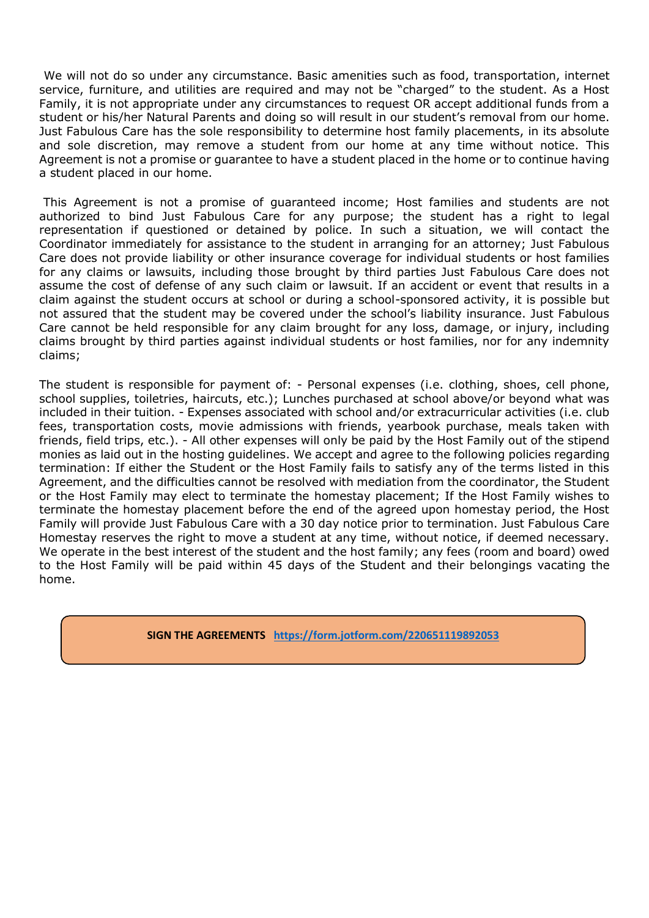We will not do so under any circumstance. Basic amenities such as food, transportation, internet service, furniture, and utilities are required and may not be "charged" to the student. As a Host Family, it is not appropriate under any circumstances to request OR accept additional funds from a student or his/her Natural Parents and doing so will result in our student's removal from our home. Just Fabulous Care has the sole responsibility to determine host family placements, in its absolute and sole discretion, may remove a student from our home at any time without notice. This Agreement is not a promise or guarantee to have a student placed in the home or to continue having a student placed in our home.

This Agreement is not a promise of guaranteed income; Host families and students are not authorized to bind Just Fabulous Care for any purpose; the student has a right to legal representation if questioned or detained by police. In such a situation, we will contact the Coordinator immediately for assistance to the student in arranging for an attorney; Just Fabulous Care does not provide liability or other insurance coverage for individual students or host families for any claims or lawsuits, including those brought by third parties Just Fabulous Care does not assume the cost of defense of any such claim or lawsuit. If an accident or event that results in a claim against the student occurs at school or during a school-sponsored activity, it is possible but not assured that the student may be covered under the school's liability insurance. Just Fabulous Care cannot be held responsible for any claim brought for any loss, damage, or injury, including claims brought by third parties against individual students or host families, nor for any indemnity claims;

The student is responsible for payment of: - Personal expenses (i.e. clothing, shoes, cell phone, school supplies, toiletries, haircuts, etc.); Lunches purchased at school above/or beyond what was included in their tuition. - Expenses associated with school and/or extracurricular activities (i.e. club fees, transportation costs, movie admissions with friends, yearbook purchase, meals taken with friends, field trips, etc.). - All other expenses will only be paid by the Host Family out of the stipend monies as laid out in the hosting guidelines. We accept and agree to the following policies regarding termination: If either the Student or the Host Family fails to satisfy any of the terms listed in this Agreement, and the difficulties cannot be resolved with mediation from the coordinator, the Student or the Host Family may elect to terminate the homestay placement; If the Host Family wishes to terminate the homestay placement before the end of the agreed upon homestay period, the Host Family will provide Just Fabulous Care with a 30 day notice prior to termination. Just Fabulous Care Homestay reserves the right to move a student at any time, without notice, if deemed necessary. We operate in the best interest of the student and the host family; any fees (room and board) owed to the Host Family will be paid within 45 days of the Student and their belongings vacating the home.

**SIGN THE AGREEMENTS** [https://form.jotform.com/220651119892053](https://form.jotform.com/220651119892053)